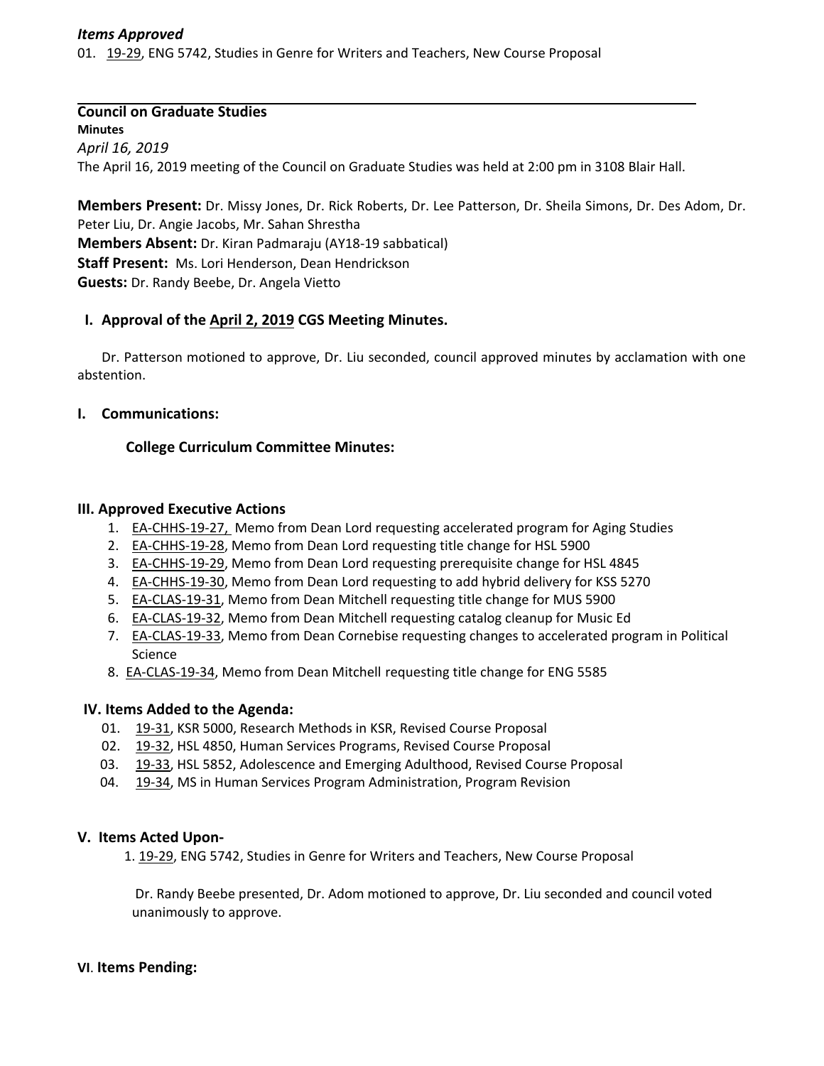***Items Approved***

01. 19-29, ENG 5742, Studies in Genre for Writers and Teachers, New Course Proposal

---

## Council on Graduate Studies

**Minutes**

*April 16, 2019*

The April 16, 2019 meeting of the Council on Graduate Studies was held at 2:00 pm in 3108 Blair Hall.

**Members Present:** Dr. Missy Jones, Dr. Rick Roberts, Dr. Lee Patterson, Dr. Sheila Simons, Dr. Des Adom, Dr. Peter Liu, Dr. Angie Jacobs, Mr. Sahan Shrestha

**Members Absent:** Dr. Kiran Padmaraju (AY18-19 sabbatical)

**Staff Present:** Ms. Lori Henderson, Dean Hendrickson

**Guests:** Dr. Randy Beebe, Dr. Angela Vietto

### I. Approval of the April 2, 2019 CGS Meeting Minutes.

Dr. Patterson motioned to approve, Dr. Liu seconded, council approved minutes by acclamation with one abstention.

### I. Communications:

**College Curriculum Committee Minutes:**

### III. Approved Executive Actions

1. EA-CHHS-19-27, Memo from Dean Lord requesting accelerated program for Aging Studies
2. EA-CHHS-19-28, Memo from Dean Lord requesting title change for HSL 5900
3. EA-CHHS-19-29, Memo from Dean Lord requesting prerequisite change for HSL 4845
4. EA-CHHS-19-30, Memo from Dean Lord requesting to add hybrid delivery for KSS 5270
5. EA-CLAS-19-31, Memo from Dean Mitchell requesting title change for MUS 5900
6. EA-CLAS-19-32, Memo from Dean Mitchell requesting catalog cleanup for Music Ed
7. EA-CLAS-19-33, Memo from Dean Cornebise requesting changes to accelerated program in Political Science
8. EA-CLAS-19-34, Memo from Dean Mitchell requesting title change for ENG 5585

### IV. Items Added to the Agenda:

01. 19-31, KSR 5000, Research Methods in KSR, Revised Course Proposal
02. 19-32, HSL 4850, Human Services Programs, Revised Course Proposal
03. 19-33, HSL 5852, Adolescence and Emerging Adulthood, Revised Course Proposal
04. 19-34, MS in Human Services Program Administration, Program Revision

### V. Items Acted Upon-

1. 19-29, ENG 5742, Studies in Genre for Writers and Teachers, New Course Proposal

   Dr. Randy Beebe presented, Dr. Adom motioned to approve, Dr. Liu seconded and council voted unanimously to approve.

### VI. Items Pending: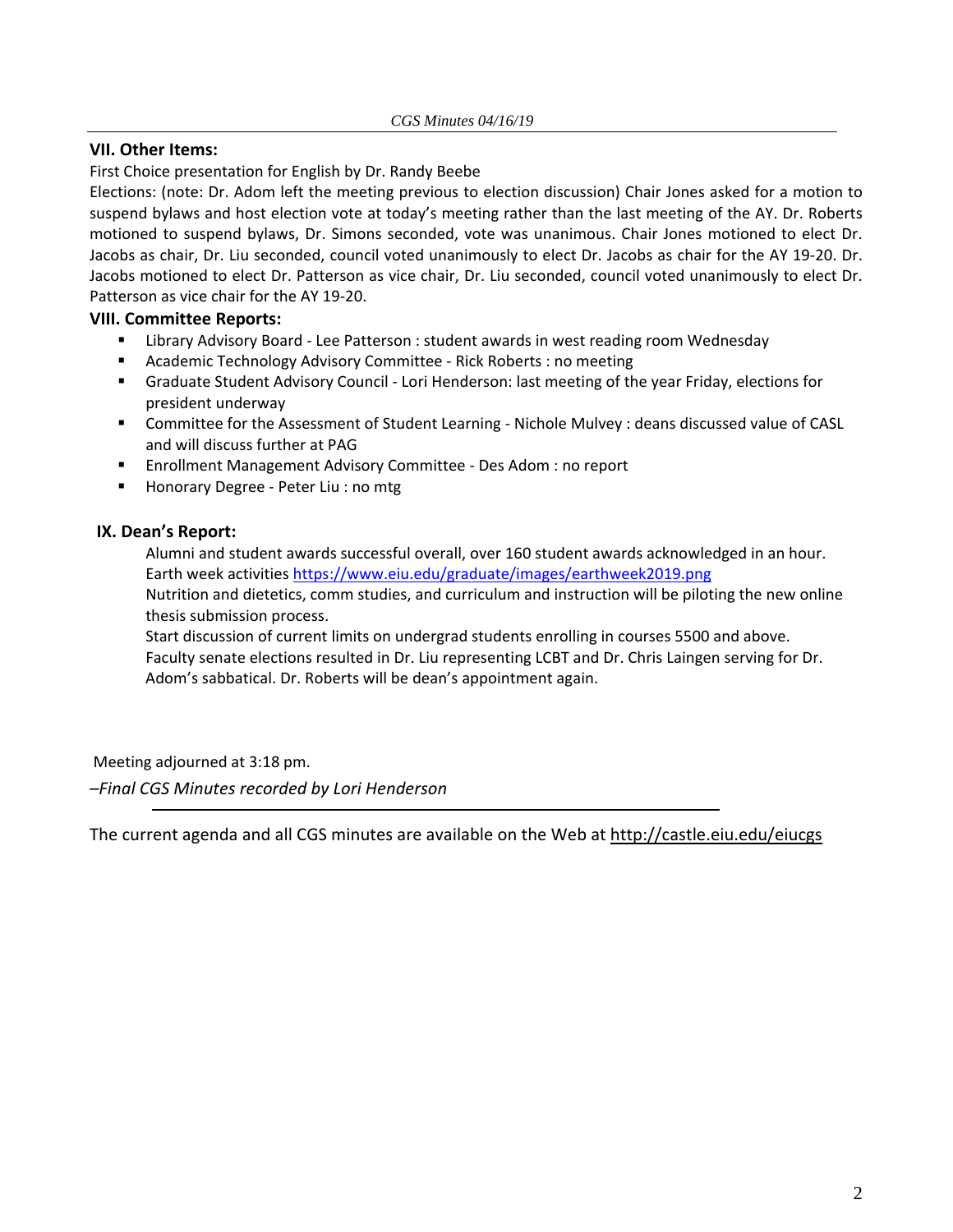## VII. Other Items:

First Choice presentation for English by Dr. Randy Beebe

Elections: (note: Dr. Adom left the meeting previous to election discussion) Chair Jones asked for a motion to suspend bylaws and host election vote at today's meeting rather than the last meeting of the AY. Dr. Roberts motioned to suspend bylaws, Dr. Simons seconded, vote was unanimous. Chair Jones motioned to elect Dr. Jacobs as chair, Dr. Liu seconded, council voted unanimously to elect Dr. Jacobs as chair for the AY 19-20. Dr. Jacobs motioned to elect Dr. Patterson as vice chair, Dr. Liu seconded, council voted unanimously to elect Dr. Patterson as vice chair for the AY 19-20.

## VIII. Committee Reports:

- Library Advisory Board - Lee Patterson : student awards in west reading room Wednesday
- Academic Technology Advisory Committee - Rick Roberts : no meeting
- Graduate Student Advisory Council - Lori Henderson: last meeting of the year Friday, elections for president underway
- Committee for the Assessment of Student Learning - Nichole Mulvey : deans discussed value of CASL and will discuss further at PAG
- Enrollment Management Advisory Committee - Des Adom : no report
- Honorary Degree - Peter Liu : no mtg

## IX. Dean's Report:

Alumni and student awards successful overall, over 160 student awards acknowledged in an hour.
Earth week activities https://www.eiu.edu/graduate/images/earthweek2019.png
Nutrition and dietetics, comm studies, and curriculum and instruction will be piloting the new online thesis submission process.
Start discussion of current limits on undergrad students enrolling in courses 5500 and above.
Faculty senate elections resulted in Dr. Liu representing LCBT and Dr. Chris Laingen serving for Dr. Adom's sabbatical. Dr. Roberts will be dean's appointment again.

Meeting adjourned at 3:18 pm.

*–Final CGS Minutes recorded by Lori Henderson*

---

The current agenda and all CGS minutes are available on the Web at http://castle.eiu.edu/eiucgs